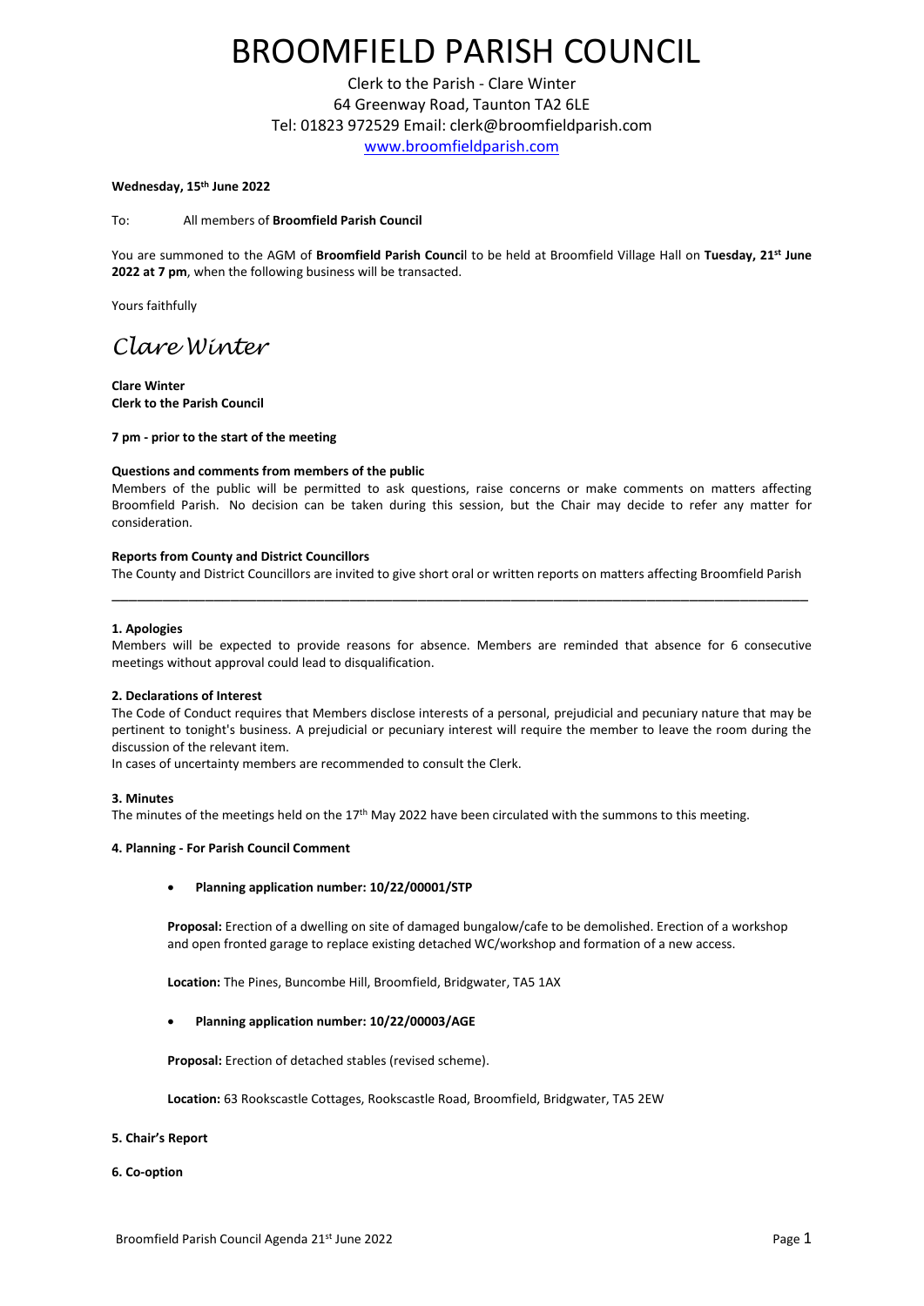# BROOMFIELD PARISH COUNCIL

Clerk to the Parish - Clare Winter
64 Greenway Road, Taunton TA2 6LE
Tel: 01823 972529 Email: clerk@broomfieldparish.com
www.broomfieldparish.com

**Wednesday, 15th June 2022**

To: All members of **Broomfield Parish Council**

You are summoned to the AGM of **Broomfield Parish Council** to be held at Broomfield Village Hall on **Tuesday, 21st June 2022 at 7 pm**, when the following business will be transacted.

Yours faithfully

*Clare Winter*

**Clare Winter**
**Clerk to the Parish Council**

**7 pm - prior to the start of the meeting**

**Questions and comments from members of the public**
Members of the public will be permitted to ask questions, raise concerns or make comments on matters affecting Broomfield Parish. No decision can be taken during this session, but the Chair may decide to refer any matter for consideration.

**Reports from County and District Councillors**
The County and District Councillors are invited to give short oral or written reports on matters affecting Broomfield Parish

---

**1. Apologies**
Members will be expected to provide reasons for absence. Members are reminded that absence for 6 consecutive meetings without approval could lead to disqualification.

**2. Declarations of Interest**
The Code of Conduct requires that Members disclose interests of a personal, prejudicial and pecuniary nature that may be pertinent to tonight's business. A prejudicial or pecuniary interest will require the member to leave the room during the discussion of the relevant item.
In cases of uncertainty members are recommended to consult the Clerk.

**3. Minutes**
The minutes of the meetings held on the 17th May 2022 have been circulated with the summons to this meeting.

**4. Planning - For Parish Council Comment**

- **Planning application number: 10/22/00001/STP**

  **Proposal:** Erection of a dwelling on site of damaged bungalow/cafe to be demolished. Erection of a workshop and open fronted garage to replace existing detached WC/workshop and formation of a new access.

  **Location:** The Pines, Buncombe Hill, Broomfield, Bridgwater, TA5 1AX

- **Planning application number: 10/22/00003/AGE**

  **Proposal:** Erection of detached stables (revised scheme).

  **Location:** 63 Rookscastle Cottages, Rookscastle Road, Broomfield, Bridgwater, TA5 2EW

**5. Chair's Report**

**6. Co-option**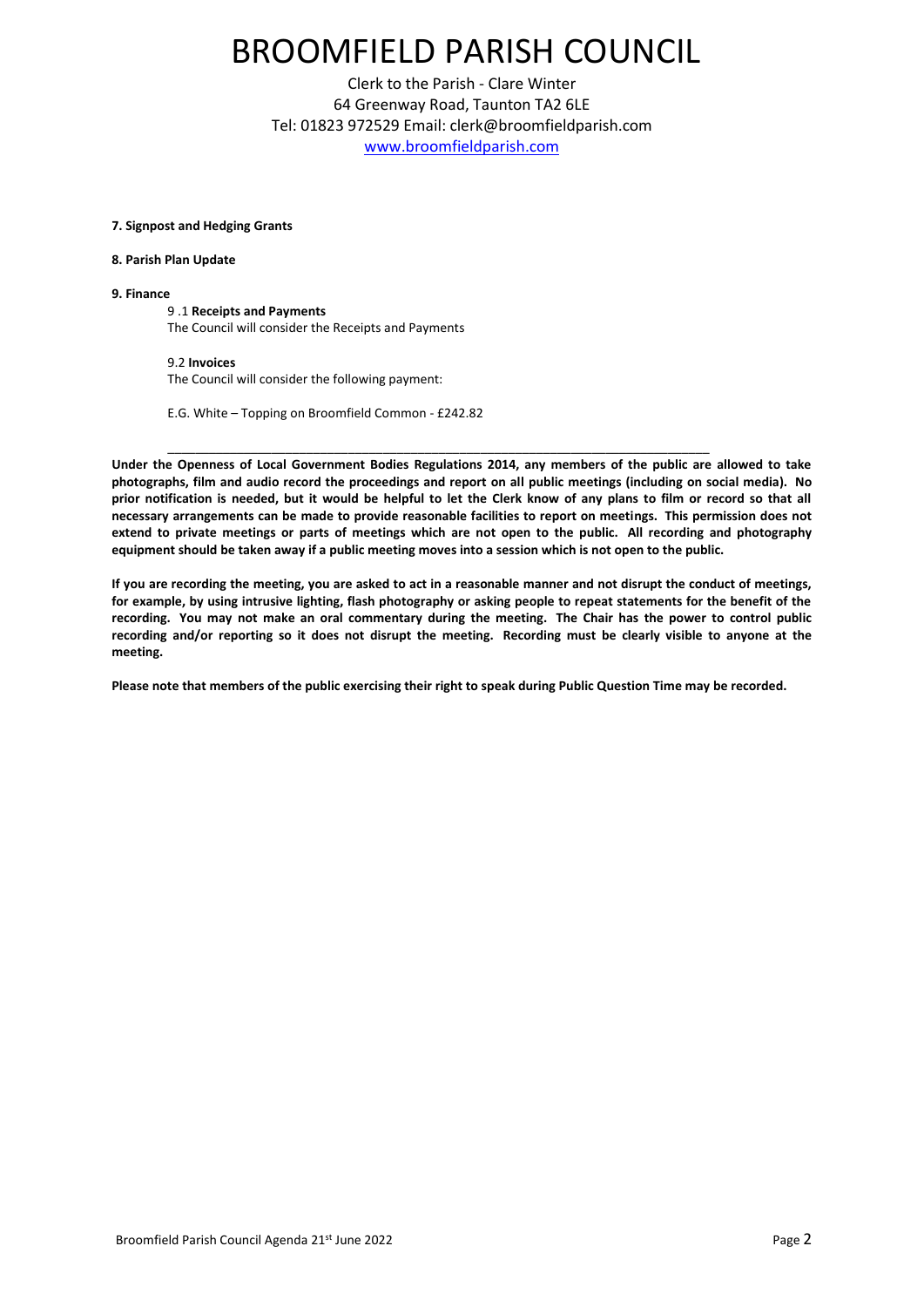# BROOMFIELD PARISH COUNCIL

Clerk to the Parish - Clare Winter
64 Greenway Road, Taunton TA2 6LE
Tel: 01823 972529 Email: clerk@broomfieldparish.com
www.broomfieldparish.com

**7. Signpost and Hedging Grants**

**8. Parish Plan Update**

**9. Finance**

9 .1 **Receipts and Payments**
The Council will consider the Receipts and Payments

9.2 **Invoices**
The Council will consider the following payment:

E.G. White – Topping on Broomfield Common - £242.82

---

**Under the Openness of Local Government Bodies Regulations 2014, any members of the public are allowed to take photographs, film and audio record the proceedings and report on all public meetings (including on social media). No prior notification is needed, but it would be helpful to let the Clerk know of any plans to film or record so that all necessary arrangements can be made to provide reasonable facilities to report on meetings. This permission does not extend to private meetings or parts of meetings which are not open to the public. All recording and photography equipment should be taken away if a public meeting moves into a session which is not open to the public.**

**If you are recording the meeting, you are asked to act in a reasonable manner and not disrupt the conduct of meetings, for example, by using intrusive lighting, flash photography or asking people to repeat statements for the benefit of the recording. You may not make an oral commentary during the meeting. The Chair has the power to control public recording and/or reporting so it does not disrupt the meeting. Recording must be clearly visible to anyone at the meeting.**

**Please note that members of the public exercising their right to speak during Public Question Time may be recorded.**